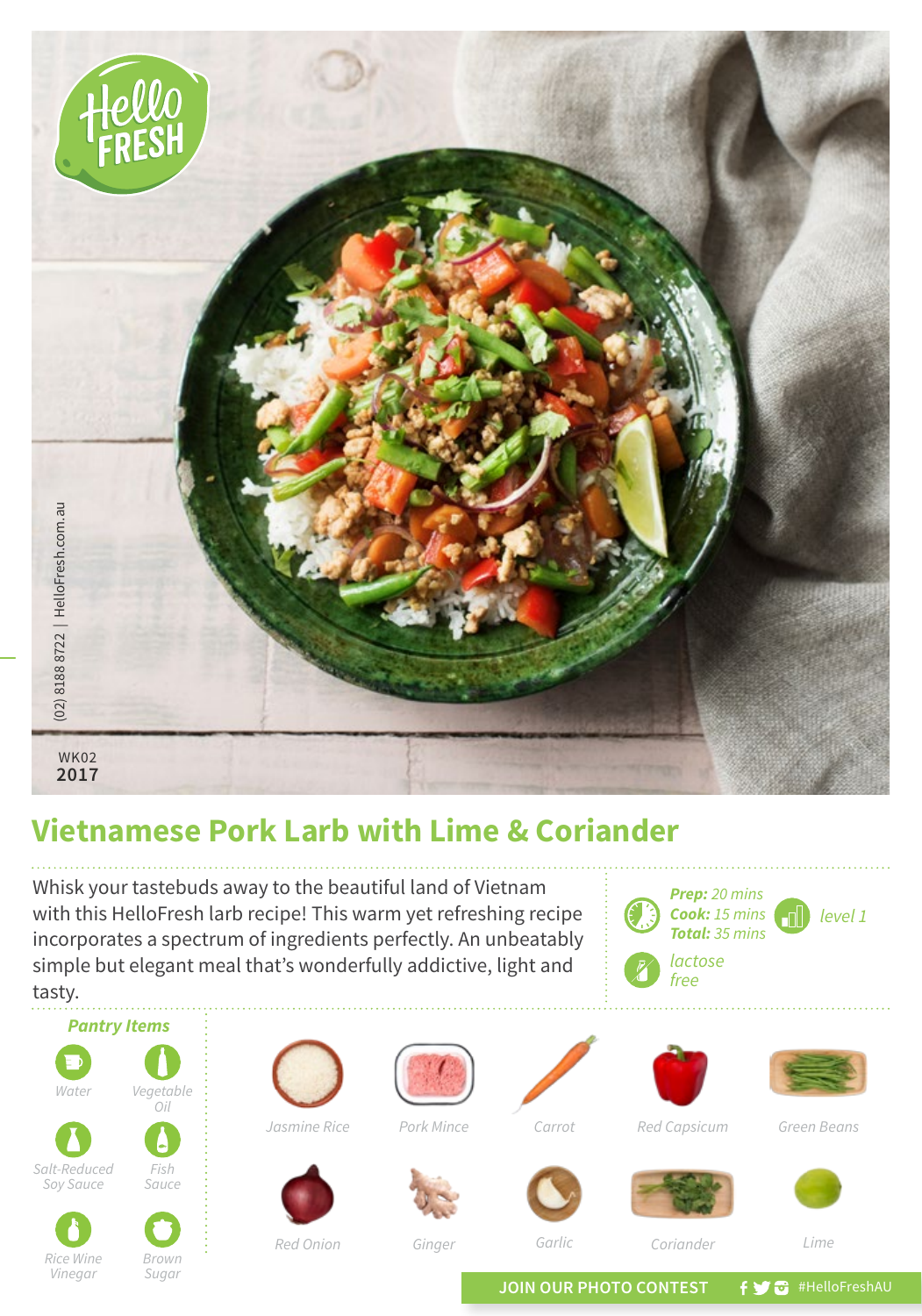(02) 8188 8722 | HelloFresh.com.au

WK02
**2017**

# Vietnamese Pork Larb with Lime & Coriander

Whisk your tastebuds away to the beautiful land of Vietnam with this HelloFresh larb recipe! This warm yet refreshing recipe incorporates a spectrum of ingredients perfectly. An unbeatably simple but elegant meal that's wonderfully addictive, light and tasty.

***Prep:*** *20 mins*
***Cook:*** *15 mins*
***Total:*** *35 mins*

*level 1*

*lactose free*

### *Pantry Items*

- *Water*
- *Vegetable Oil*
- *Salt-Reduced Soy Sauce*
- *Fish Sauce*
- *Rice Wine Vinegar*
- *Brown Sugar*

- *Jasmine Rice*
- *Pork Mince*
- *Carrot*
- *Red Capsicum*
- *Green Beans*
- *Red Onion*
- *Ginger*
- *Garlic*
- *Coriander*
- *Lime*

JOIN OUR PHOTO CONTEST #HelloFreshAU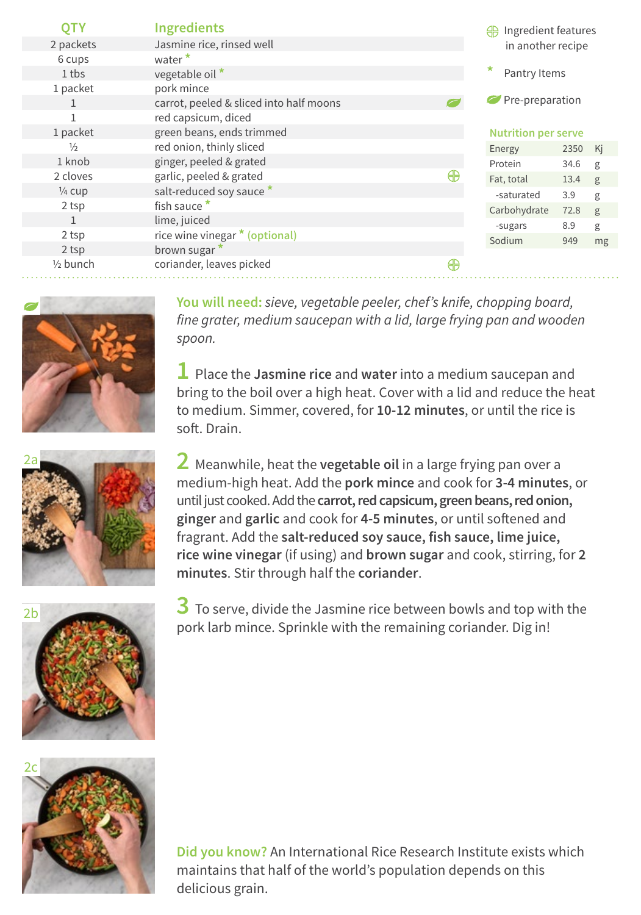| QTY | Ingredients | |
|---|---|---|
| 2 packets | Jasmine rice, rinsed well | |
| 6 cups | water * | |
| 1 tbs | vegetable oil * | |
| 1 packet | pork mince | |
| 1 | carrot, peeled & sliced into half moons | Pre-preparation |
| 1 | red capsicum, diced | |
| 1 packet | green beans, ends trimmed | |
| ½ | red onion, thinly sliced | |
| 1 knob | ginger, peeled & grated | |
| 2 cloves | garlic, peeled & grated | Ingredient features in another recipe |
| ¼ cup | salt-reduced soy sauce * | |
| 2 tsp | fish sauce * | |
| 1 | lime, juiced | |
| 2 tsp | rice wine vinegar * (optional) | |
| 2 tsp | brown sugar * | |
| ½ bunch | coriander, leaves picked | Ingredient features in another recipe |

Ingredient features in another recipe

* Pantry Items

Pre-preparation

**Nutrition per serve**

| | | |
|---|---|---|
| Energy | 2350 | Kj |
| Protein | 34.6 | g |
| Fat, total | 13.4 | g |
| -saturated | 3.9 | g |
| Carbohydrate | 72.8 | g |
| -sugars | 8.9 | g |
| Sodium | 949 | mg |

**You will need:** *sieve, vegetable peeler, chef's knife, chopping board, fine grater, medium saucepan with a lid, large frying pan and wooden spoon.*

**1** Place the **Jasmine rice** and **water** into a medium saucepan and bring to the boil over a high heat. Cover with a lid and reduce the heat to medium. Simmer, covered, for **10-12 minutes**, or until the rice is soft. Drain.

**2** Meanwhile, heat the **vegetable oil** in a large frying pan over a medium-high heat. Add the **pork mince** and cook for **3-4 minutes**, or until just cooked. Add the **carrot, red capsicum, green beans, red onion, ginger** and **garlic** and cook for **4-5 minutes**, or until softened and fragrant. Add the **salt-reduced soy sauce, fish sauce, lime juice, rice wine vinegar** (if using) and **brown sugar** and cook, stirring, for **2 minutes**. Stir through half the **coriander**.

**3** To serve, divide the Jasmine rice between bowls and top with the pork larb mince. Sprinkle with the remaining coriander. Dig in!

2a

2b

2c

**Did you know?** An International Rice Research Institute exists which maintains that half of the world's population depends on this delicious grain.